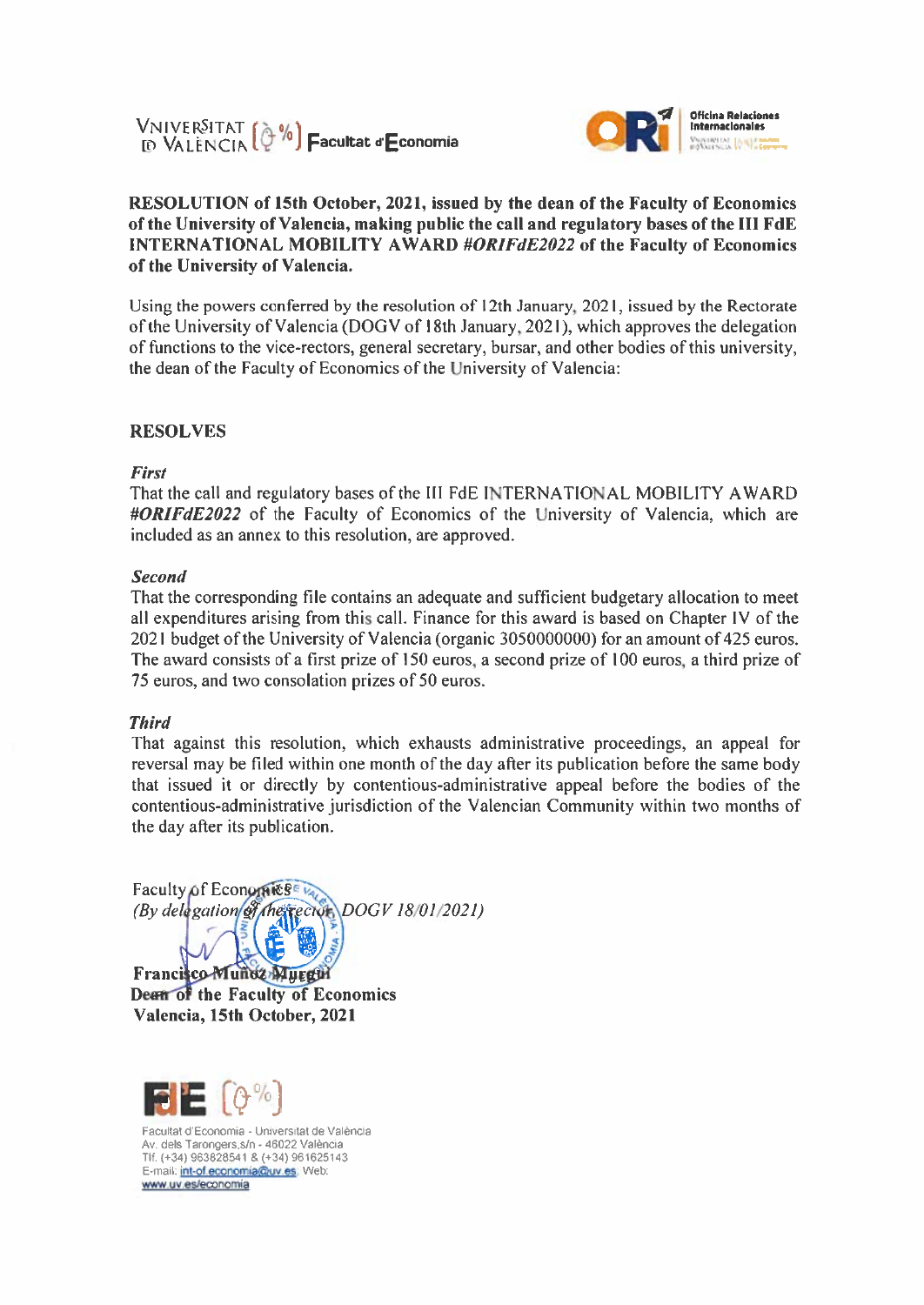VNIVERSITAT DE VALÈNCIA Facultat d'Economia

Oficina Relaciones Internacionales

**RESOLUTION of 15th October, 2021, issued by the dean of the Faculty of Economics of the University of Valencia, making public the call and regulatory bases of the III FdE INTERNATIONAL MOBILITY AWARD *#ORIFdE2022* of the Faculty of Economics of the University of Valencia.**

Using the powers conferred by the resolution of 12th January, 2021, issued by the Rectorate of the University of Valencia (DOGV of 18th January, 2021), which approves the delegation of functions to the vice-rectors, general secretary, bursar, and other bodies of this university, the dean of the Faculty of Economics of the University of Valencia:

## RESOLVES

***First***

That the call and regulatory bases of the III FdE INTERNATIONAL MOBILITY AWARD ***#ORIFdE2022*** of the Faculty of Economics of the University of Valencia, which are included as an annex to this resolution, are approved.

***Second***

That the corresponding file contains an adequate and sufficient budgetary allocation to meet all expenditures arising from this call. Finance for this award is based on Chapter IV of the 2021 budget of the University of Valencia (organic 3050000000) for an amount of 425 euros. The award consists of a first prize of 150 euros, a second prize of 100 euros, a third prize of 75 euros, and two consolation prizes of 50 euros.

***Third***

That against this resolution, which exhausts administrative proceedings, an appeal for reversal may be filed within one month of the day after its publication before the same body that issued it or directly by contentious-administrative appeal before the bodies of the contentious-administrative jurisdiction of the Valencian Community within two months of the day after its publication.

Faculty of Economics
*(By delegation of the rector, DOGV 18/01/2021)*

**Francisco Muñoz Murgui**
**Dean of the Faculty of Economics**
**Valencia, 15th October, 2021**

FdE

Facultat d'Economia - Universitat de València
Av. dels Tarongers,s/n - 46022 València
Tlf. (+34) 963828541 & (+34) 961625143
E-mail: int-of.economia@uv.es. Web: www.uv.es/economia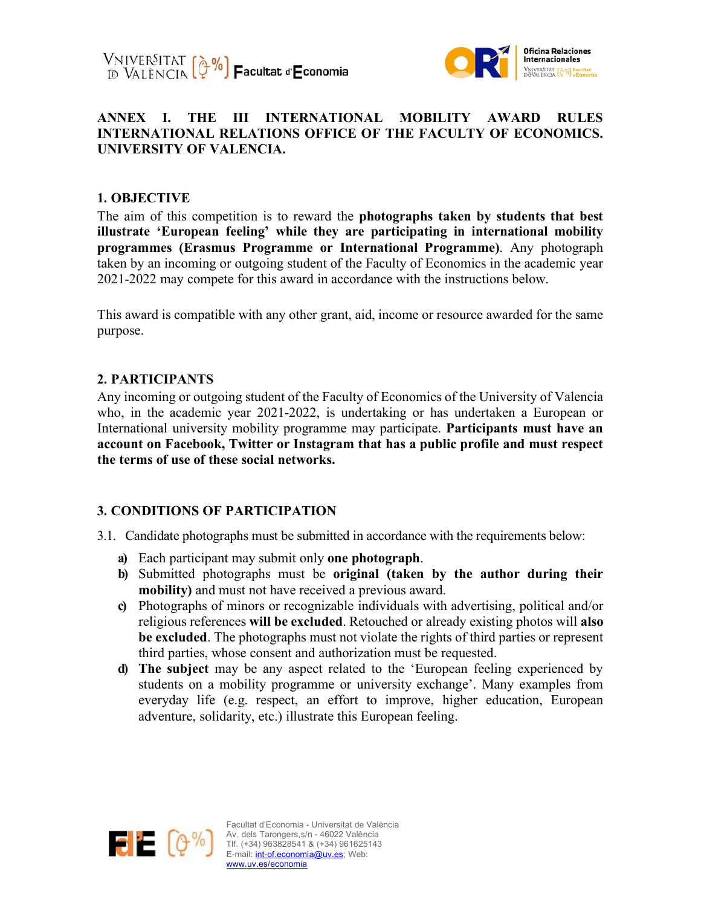# ANNEX I. THE III INTERNATIONAL MOBILITY AWARD RULES INTERNATIONAL RELATIONS OFFICE OF THE FACULTY OF ECONOMICS. UNIVERSITY OF VALENCIA.

## 1. OBJECTIVE

The aim of this competition is to reward the **photographs taken by students that best illustrate 'European feeling' while they are participating in international mobility programmes (Erasmus Programme or International Programme)**. Any photograph taken by an incoming or outgoing student of the Faculty of Economics in the academic year 2021-2022 may compete for this award in accordance with the instructions below.

This award is compatible with any other grant, aid, income or resource awarded for the same purpose.

## 2. PARTICIPANTS

Any incoming or outgoing student of the Faculty of Economics of the University of Valencia who, in the academic year 2021-2022, is undertaking or has undertaken a European or International university mobility programme may participate. **Participants must have an account on Facebook, Twitter or Instagram that has a public profile and must respect the terms of use of these social networks.**

## 3. CONDITIONS OF PARTICIPATION

3.1. Candidate photographs must be submitted in accordance with the requirements below:

- **a)** Each participant may submit only **one photograph**.
- **b)** Submitted photographs must be **original (taken by the author during their mobility)** and must not have received a previous award.
- **c)** Photographs of minors or recognizable individuals with advertising, political and/or religious references **will be excluded**. Retouched or already existing photos will **also be excluded**. The photographs must not violate the rights of third parties or represent third parties, whose consent and authorization must be requested.
- **d)** **The subject** may be any aspect related to the 'European feeling experienced by students on a mobility programme or university exchange'. Many examples from everyday life (e.g. respect, an effort to improve, higher education, European adventure, solidarity, etc.) illustrate this European feeling.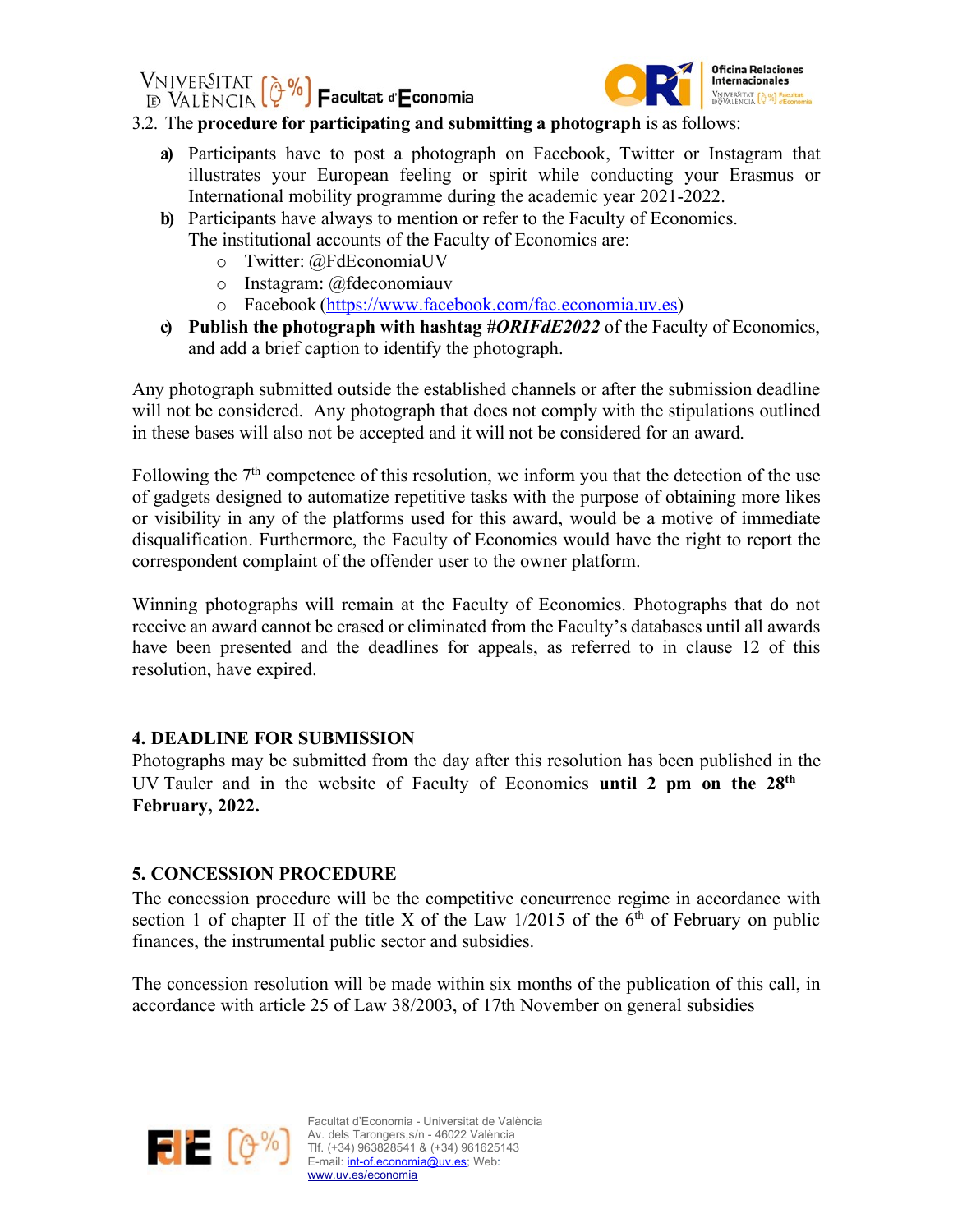3.2. The **procedure for participating and submitting a photograph** is as follows:

**a)** Participants have to post a photograph on Facebook, Twitter or Instagram that illustrates your European feeling or spirit while conducting your Erasmus or International mobility programme during the academic year 2021-2022.

**b)** Participants have always to mention or refer to the Faculty of Economics. The institutional accounts of the Faculty of Economics are:

- Twitter: @FdEconomiaUV
- Instagram: @fdeconomiauv
- Facebook (https://www.facebook.com/fac.economia.uv.es)

**c)** **Publish the photograph with hashtag *#ORIFdE2022*** of the Faculty of Economics, and add a brief caption to identify the photograph.

Any photograph submitted outside the established channels or after the submission deadline will not be considered. Any photograph that does not comply with the stipulations outlined in these bases will also not be accepted and it will not be considered for an award.

Following the 7th competence of this resolution, we inform you that the detection of the use of gadgets designed to automatize repetitive tasks with the purpose of obtaining more likes or visibility in any of the platforms used for this award, would be a motive of immediate disqualification. Furthermore, the Faculty of Economics would have the right to report the correspondent complaint of the offender user to the owner platform.

Winning photographs will remain at the Faculty of Economics. Photographs that do not receive an award cannot be erased or eliminated from the Faculty's databases until all awards have been presented and the deadlines for appeals, as referred to in clause 12 of this resolution, have expired.

## 4. DEADLINE FOR SUBMISSION

Photographs may be submitted from the day after this resolution has been published in the UV Tauler and in the website of Faculty of Economics **until 2 pm on the 28th February, 2022.**

## 5. CONCESSION PROCEDURE

The concession procedure will be the competitive concurrence regime in accordance with section 1 of chapter II of the title X of the Law 1/2015 of the 6th of February on public finances, the instrumental public sector and subsidies.

The concession resolution will be made within six months of the publication of this call, in accordance with article 25 of Law 38/2003, of 17th November on general subsidies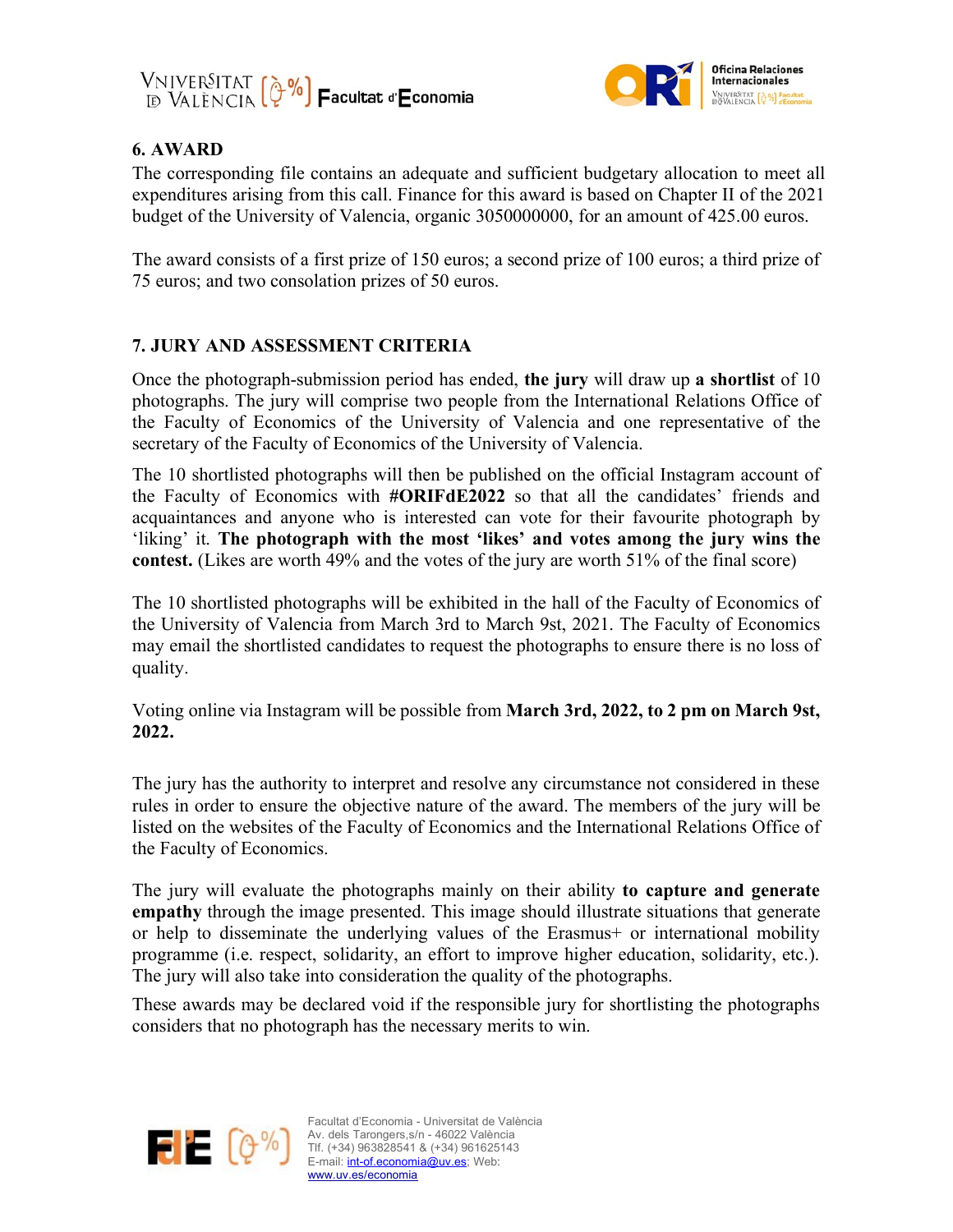## 6. AWARD

The corresponding file contains an adequate and sufficient budgetary allocation to meet all expenditures arising from this call. Finance for this award is based on Chapter II of the 2021 budget of the University of Valencia, organic 3050000000, for an amount of 425.00 euros.

The award consists of a first prize of 150 euros; a second prize of 100 euros; a third prize of 75 euros; and two consolation prizes of 50 euros.

## 7. JURY AND ASSESSMENT CRITERIA

Once the photograph-submission period has ended, **the jury** will draw up **a shortlist** of 10 photographs. The jury will comprise two people from the International Relations Office of the Faculty of Economics of the University of Valencia and one representative of the secretary of the Faculty of Economics of the University of Valencia.

The 10 shortlisted photographs will then be published on the official Instagram account of the Faculty of Economics with **#ORIFdE2022** so that all the candidates' friends and acquaintances and anyone who is interested can vote for their favourite photograph by 'liking' it. **The photograph with the most 'likes' and votes among the jury wins the contest.** (Likes are worth 49% and the votes of the jury are worth 51% of the final score)

The 10 shortlisted photographs will be exhibited in the hall of the Faculty of Economics of the University of Valencia from March 3rd to March 9st, 2021. The Faculty of Economics may email the shortlisted candidates to request the photographs to ensure there is no loss of quality.

Voting online via Instagram will be possible from **March 3rd, 2022, to 2 pm on March 9st, 2022.**

The jury has the authority to interpret and resolve any circumstance not considered in these rules in order to ensure the objective nature of the award. The members of the jury will be listed on the websites of the Faculty of Economics and the International Relations Office of the Faculty of Economics.

The jury will evaluate the photographs mainly on their ability **to capture and generate empathy** through the image presented. This image should illustrate situations that generate or help to disseminate the underlying values of the Erasmus+ or international mobility programme (i.e. respect, solidarity, an effort to improve higher education, solidarity, etc.). The jury will also take into consideration the quality of the photographs.

These awards may be declared void if the responsible jury for shortlisting the photographs considers that no photograph has the necessary merits to win.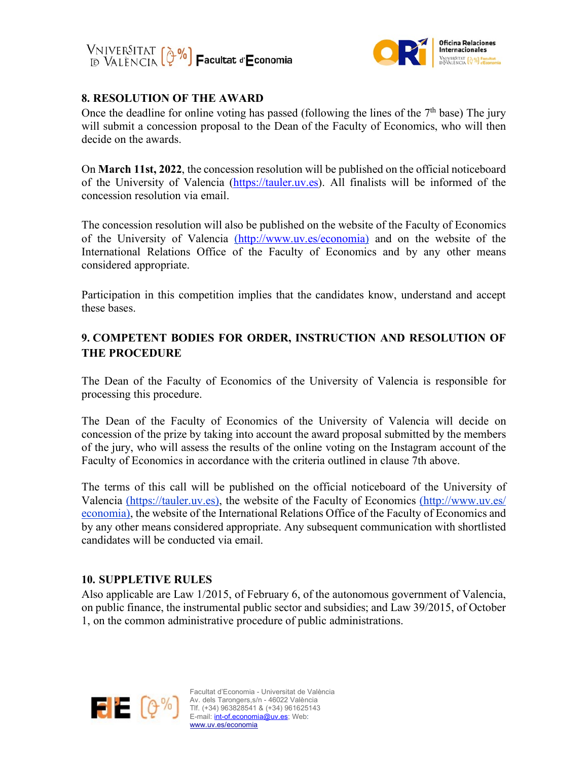## 8. RESOLUTION OF THE AWARD

Once the deadline for online voting has passed (following the lines of the 7th base) The jury will submit a concession proposal to the Dean of the Faculty of Economics, who will then decide on the awards.

On **March 11st, 2022**, the concession resolution will be published on the official noticeboard of the University of Valencia (https://tauler.uv.es). All finalists will be informed of the concession resolution via email.

The concession resolution will also be published on the website of the Faculty of Economics of the University of Valencia (http://www.uv.es/economia) and on the website of the International Relations Office of the Faculty of Economics and by any other means considered appropriate.

Participation in this competition implies that the candidates know, understand and accept these bases.

## 9. COMPETENT BODIES FOR ORDER, INSTRUCTION AND RESOLUTION OF THE PROCEDURE

The Dean of the Faculty of Economics of the University of Valencia is responsible for processing this procedure.

The Dean of the Faculty of Economics of the University of Valencia will decide on concession of the prize by taking into account the award proposal submitted by the members of the jury, who will assess the results of the online voting on the Instagram account of the Faculty of Economics in accordance with the criteria outlined in clause 7th above.

The terms of this call will be published on the official noticeboard of the University of Valencia (https://tauler.uv.es), the website of the Faculty of Economics (http://www.uv.es/economia), the website of the International Relations Office of the Faculty of Economics and by any other means considered appropriate. Any subsequent communication with shortlisted candidates will be conducted via email.

## 10. SUPPLETIVE RULES

Also applicable are Law 1/2015, of February 6, of the autonomous government of Valencia, on public finance, the instrumental public sector and subsidies; and Law 39/2015, of October 1, on the common administrative procedure of public administrations.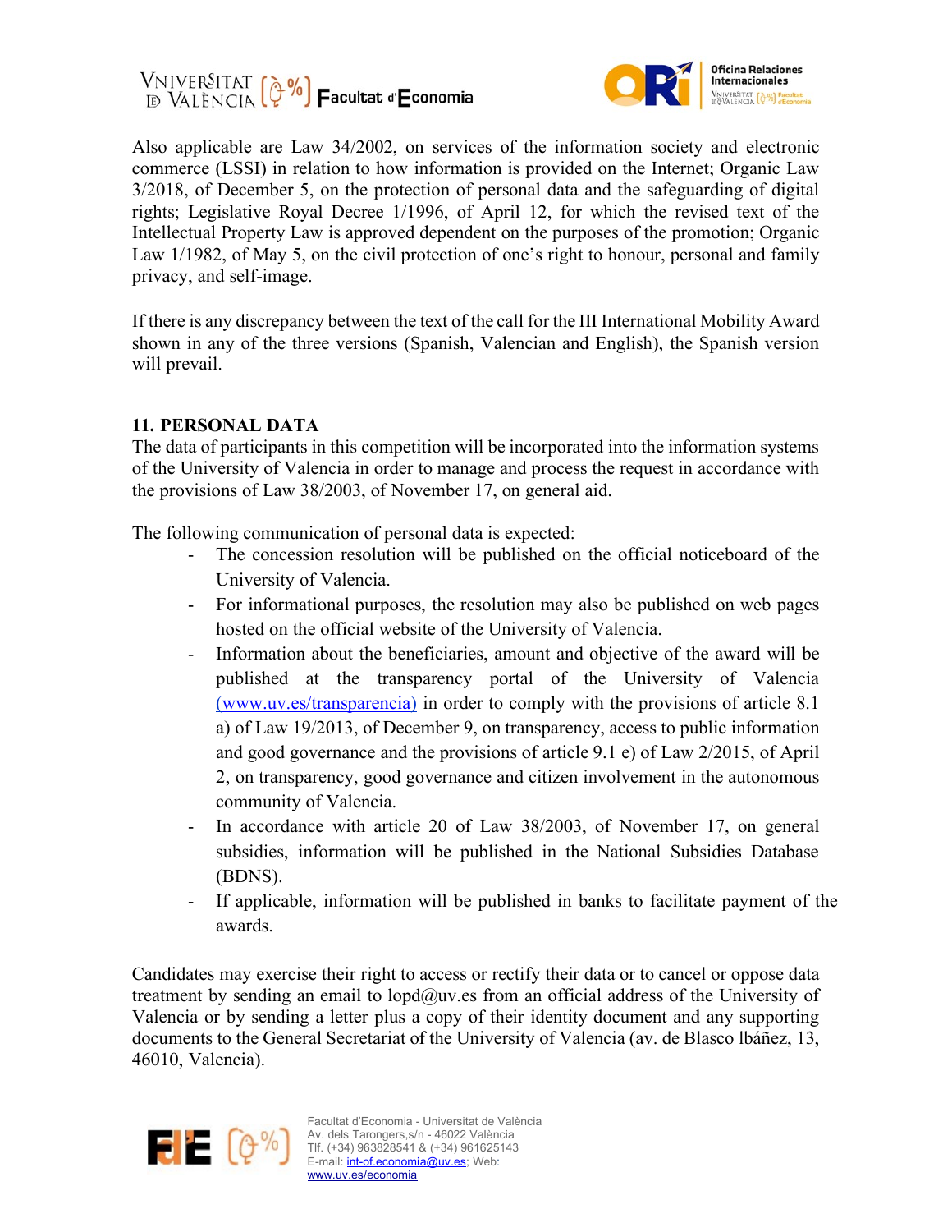Also applicable are Law 34/2002, on services of the information society and electronic commerce (LSSI) in relation to how information is provided on the Internet; Organic Law 3/2018, of December 5, on the protection of personal data and the safeguarding of digital rights; Legislative Royal Decree 1/1996, of April 12, for which the revised text of the Intellectual Property Law is approved dependent on the purposes of the promotion; Organic Law 1/1982, of May 5, on the civil protection of one's right to honour, personal and family privacy, and self-image.

If there is any discrepancy between the text of the call for the III International Mobility Award shown in any of the three versions (Spanish, Valencian and English), the Spanish version will prevail.

## 11. PERSONAL DATA

The data of participants in this competition will be incorporated into the information systems of the University of Valencia in order to manage and process the request in accordance with the provisions of Law 38/2003, of November 17, on general aid.

The following communication of personal data is expected:

- The concession resolution will be published on the official noticeboard of the University of Valencia.
- For informational purposes, the resolution may also be published on web pages hosted on the official website of the University of Valencia.
- Information about the beneficiaries, amount and objective of the award will be published at the transparency portal of the University of Valencia (www.uv.es/transparencia) in order to comply with the provisions of article 8.1 a) of Law 19/2013, of December 9, on transparency, access to public information and good governance and the provisions of article 9.1 e) of Law 2/2015, of April 2, on transparency, good governance and citizen involvement in the autonomous community of Valencia.
- In accordance with article 20 of Law 38/2003, of November 17, on general subsidies, information will be published in the National Subsidies Database (BDNS).
- If applicable, information will be published in banks to facilitate payment of the awards.

Candidates may exercise their right to access or rectify their data or to cancel or oppose data treatment by sending an email to lopd@uv.es from an official address of the University of Valencia or by sending a letter plus a copy of their identity document and any supporting documents to the General Secretariat of the University of Valencia (av. de Blasco Ibáñez, 13, 46010, Valencia).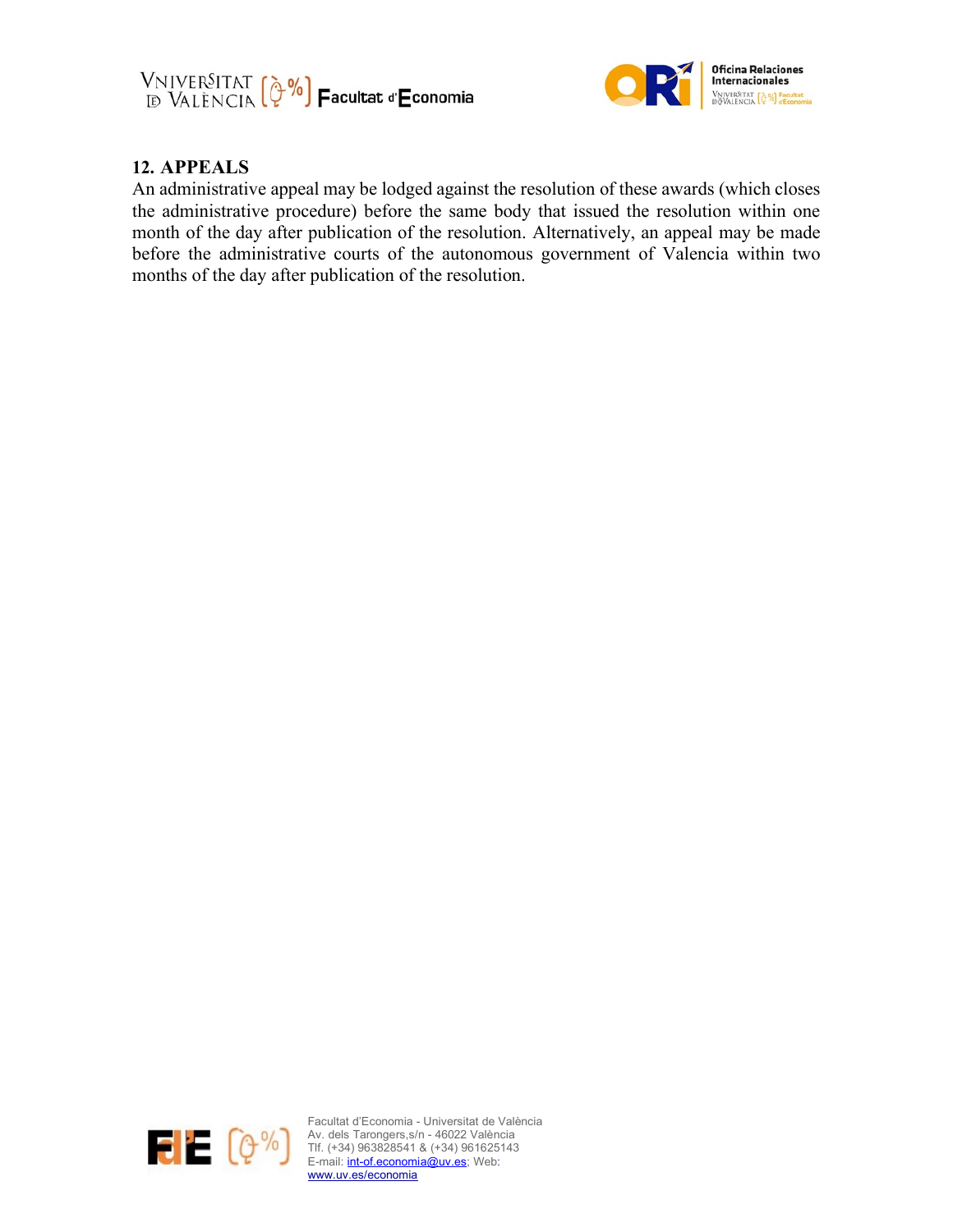## 12. APPEALS

An administrative appeal may be lodged against the resolution of these awards (which closes the administrative procedure) before the same body that issued the resolution within one month of the day after publication of the resolution. Alternatively, an appeal may be made before the administrative courts of the autonomous government of Valencia within two months of the day after publication of the resolution.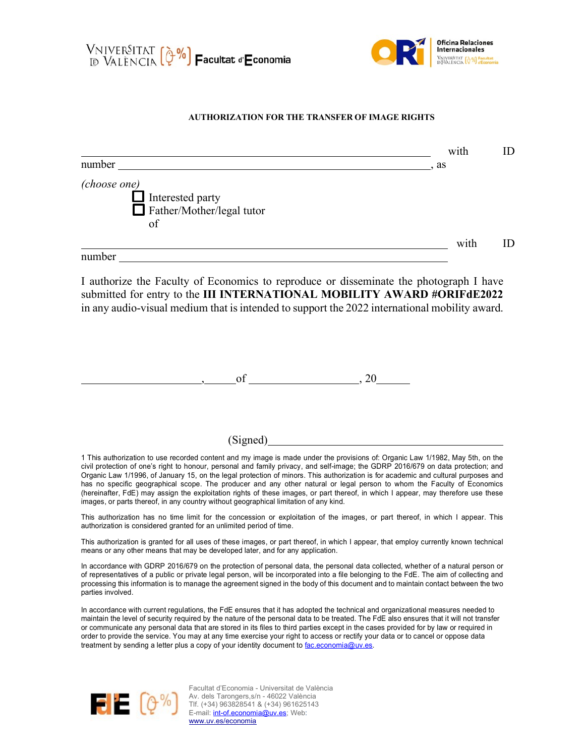**AUTHORIZATION FOR THE TRANSFER OF IMAGE RIGHTS**

\_\_\_\_\_\_\_\_\_\_\_\_\_\_\_\_\_\_\_\_\_\_\_\_\_\_\_\_\_\_\_\_\_\_\_\_\_\_\_\_\_\_\_\_\_\_\_\_\_\_\_\_\_\_\_\_\_\_\_\_ with ID number \_\_\_\_\_\_\_\_\_\_\_\_\_\_\_\_\_\_\_\_\_\_\_\_\_\_\_\_\_\_\_\_\_\_\_\_\_\_\_\_\_\_\_\_\_\_\_\_\_\_\_\_\_\_, as

*(choose one)*

- ☐ Interested party
- ☐ Father/Mother/legal tutor of

\_\_\_\_\_\_\_\_\_\_\_\_\_\_\_\_\_\_\_\_\_\_\_\_\_\_\_\_\_\_\_\_\_\_\_\_\_\_\_\_\_\_\_\_\_\_\_\_\_\_\_\_\_\_\_\_\_\_\_\_ with ID number \_\_\_\_\_\_\_\_\_\_\_\_\_\_\_\_\_\_\_\_\_\_\_\_\_\_\_\_\_\_\_\_\_\_\_\_\_\_\_\_\_\_\_\_\_\_\_\_\_\_\_\_\_\_

I authorize the Faculty of Economics to reproduce or disseminate the photograph I have submitted for entry to the **III INTERNATIONAL MOBILITY AWARD #ORIFdE2022** in any audio-visual medium that is intended to support the 2022 international mobility award.

\_\_\_\_\_\_\_\_\_\_\_\_\_\_\_\_\_\_\_\_, \_\_\_\_\_ of \_\_\_\_\_\_\_\_\_\_\_\_\_\_\_\_\_\_\_, 20\_\_\_\_\_

(Signed)\_\_\_\_\_\_\_\_\_\_\_\_\_\_\_\_\_\_\_\_\_\_\_\_\_\_\_\_\_\_\_\_\_\_\_\_\_\_\_\_

1 This authorization to use recorded content and my image is made under the provisions of: Organic Law 1/1982, May 5th, on the civil protection of one's right to honour, personal and family privacy, and self-image; the GDRP 2016/679 on data protection; and Organic Law 1/1996, of January 15, on the legal protection of minors. This authorization is for academic and cultural purposes and has no specific geographical scope. The producer and any other natural or legal person to whom the Faculty of Economics (hereinafter, FdE) may assign the exploitation rights of these images, or part thereof, in which I appear, may therefore use these images, or parts thereof, in any country without geographical limitation of any kind.

This authorization has no time limit for the concession or exploitation of the images, or part thereof, in which I appear. This authorization is considered granted for an unlimited period of time.

This authorization is granted for all uses of these images, or part thereof, in which I appear, that employ currently known technical means or any other means that may be developed later, and for any application.

In accordance with GDRP 2016/679 on the protection of personal data, the personal data collected, whether of a natural person or of representatives of a public or private legal person, will be incorporated into a file belonging to the FdE. The aim of collecting and processing this information is to manage the agreement signed in the body of this document and to maintain contact between the two parties involved.

In accordance with current regulations, the FdE ensures that it has adopted the technical and organizational measures needed to maintain the level of security required by the nature of the personal data to be treated. The FdE also ensures that it will not transfer or communicate any personal data that are stored in its files to third parties except in the cases provided for by law or required in order to provide the service. You may at any time exercise your right to access or rectify your data or to cancel or oppose data treatment by sending a letter plus a copy of your identity document to fac.economia@uv.es.

Facultat d'Economia - Universitat de València
Av. dels Tarongers,s/n - 46022 València
Tlf. (+34) 963828541 & (+34) 961625143
E-mail: int-of.economia@uv.es; Web: www.uv.es/economia